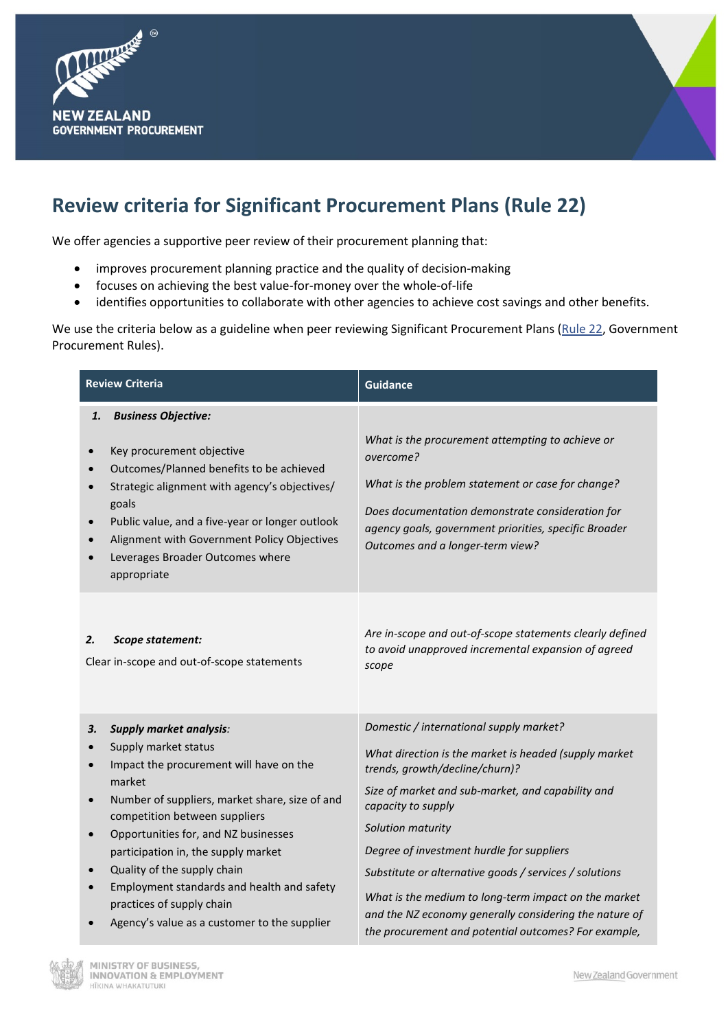# Review criteria for Significant Procurement Plans (Rule 22)

We offer agencies a supportive peer review of their procurement planning that:

- improves procurement planning practice and the quality of decision-making
- focuses on achieving the best value-for-money over the whole-of-life
- identifies opportunities to collaborate with other agencies to achieve cost savings and other benefits.

We use the criteria below as a guideline when peer reviewing Significant Procurement Plans (Rule 22, Government Procurement Rules).

| Review Criteria | Guidance |
| --- | --- |
| ***1. Business Objective:***<br>• Key procurement objective<br>• Outcomes/Planned benefits to be achieved<br>• Strategic alignment with agency's objectives/ goals<br>• Public value, and a five-year or longer outlook<br>• Alignment with Government Policy Objectives<br>• Leverages Broader Outcomes where appropriate | *What is the procurement attempting to achieve or overcome?*<br>*What is the problem statement or case for change?*<br>*Does documentation demonstrate consideration for agency goals, government priorities, specific Broader Outcomes and a longer-term view?* |
| ***2. Scope statement:***<br>Clear in-scope and out-of-scope statements | *Are in-scope and out-of-scope statements clearly defined to avoid unapproved incremental expansion of agreed scope* |
| ***3. Supply market analysis:***<br>• Supply market status<br>• Impact the procurement will have on the market<br>• Number of suppliers, market share, size of and competition between suppliers<br>• Opportunities for, and NZ businesses participation in, the supply market<br>• Quality of the supply chain<br>• Employment standards and health and safety practices of supply chain<br>• Agency's value as a customer to the supplier | *Domestic / international supply market?*<br>*What direction is the market is headed (supply market trends, growth/decline/churn)?*<br>*Size of market and sub-market, and capability and capacity to supply*<br>*Solution maturity*<br>*Degree of investment hurdle for suppliers*<br>*Substitute or alternative goods / services / solutions*<br>*What is the medium to long-term impact on the market and the NZ economy generally considering the nature of the procurement and potential outcomes? For example,* |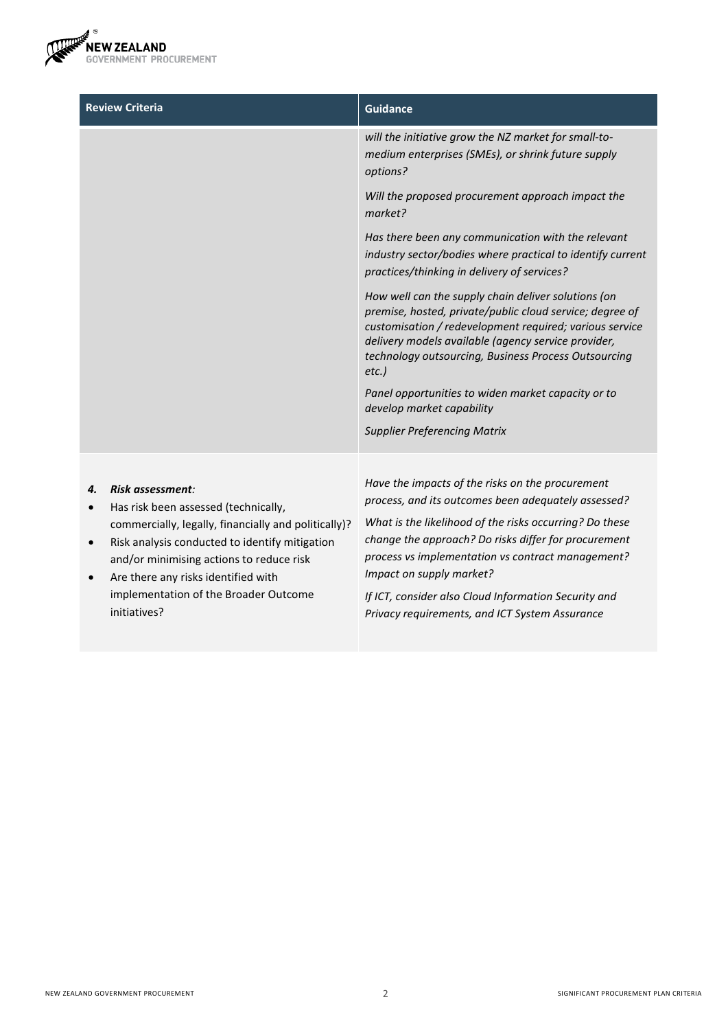| Review Criteria | Guidance |
| --- | --- |
| | *will the initiative grow the NZ market for small-to-medium enterprises (SMEs), or shrink future supply options?*<br><br>*Will the proposed procurement approach impact the market?*<br><br>*Has there been any communication with the relevant industry sector/bodies where practical to identify current practices/thinking in delivery of services?*<br><br>*How well can the supply chain deliver solutions (on premise, hosted, private/public cloud service; degree of customisation / redevelopment required; various service delivery models available (agency service provider, technology outsourcing, Business Process Outsourcing etc.)*<br><br>*Panel opportunities to widen market capacity or to develop market capability*<br><br>*Supplier Preferencing Matrix* |
| ***4. Risk assessment**:*<br>• Has risk been assessed (technically, commercially, legally, financially and politically)?<br>• Risk analysis conducted to identify mitigation and/or minimising actions to reduce risk<br>• Are there any risks identified with implementation of the Broader Outcome initiatives? | *Have the impacts of the risks on the procurement process, and its outcomes been adequately assessed?*<br><br>*What is the likelihood of the risks occurring? Do these change the approach? Do risks differ for procurement process vs implementation vs contract management? Impact on supply market?*<br><br>*If ICT, consider also Cloud Information Security and Privacy requirements, and ICT System Assurance* |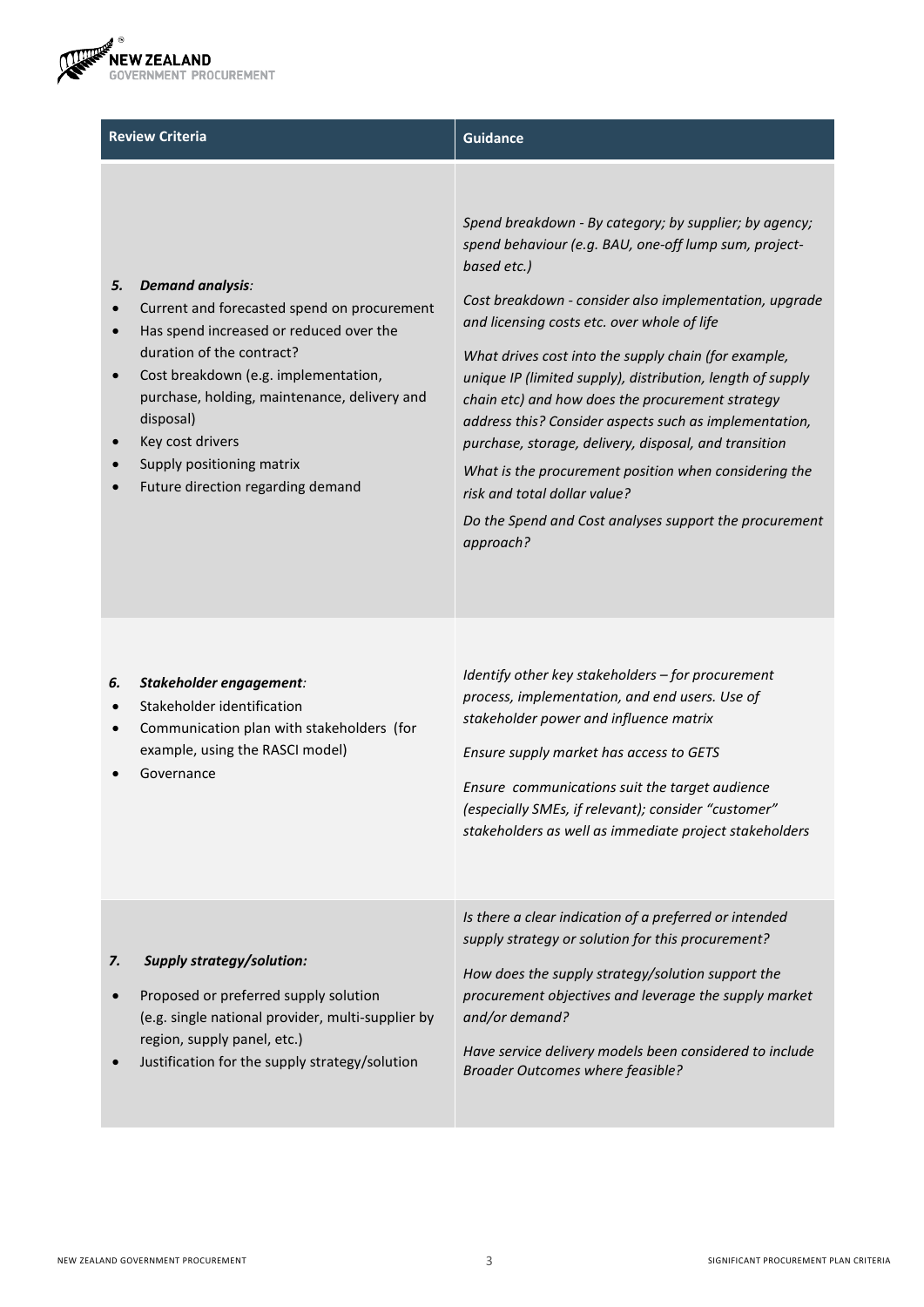| Review Criteria | Guidance |
| --- | --- |
| **5. *Demand analysis*:**<br>• Current and forecasted spend on procurement<br>• Has spend increased or reduced over the duration of the contract?<br>• Cost breakdown (e.g. implementation, purchase, holding, maintenance, delivery and disposal)<br>• Key cost drivers<br>• Supply positioning matrix<br>• Future direction regarding demand | *Spend breakdown - By category; by supplier; by agency; spend behaviour (e.g. BAU, one-off lump sum, project-based etc.)*<br><br>*Cost breakdown - consider also implementation, upgrade and licensing costs etc. over whole of life*<br><br>*What drives cost into the supply chain (for example, unique IP (limited supply), distribution, length of supply chain etc) and how does the procurement strategy address this? Consider aspects such as implementation, purchase, storage, delivery, disposal, and transition*<br><br>*What is the procurement position when considering the risk and total dollar value?*<br><br>*Do the Spend and Cost analyses support the procurement approach?* |
| **6. *Stakeholder engagement*:**<br>• Stakeholder identification<br>• Communication plan with stakeholders (for example, using the RASCI model)<br>• Governance | *Identify other key stakeholders – for procurement process, implementation, and end users. Use of stakeholder power and influence matrix*<br><br>*Ensure supply market has access to GETS*<br><br>*Ensure communications suit the target audience (especially SMEs, if relevant); consider "customer" stakeholders as well as immediate project stakeholders* |
| **7. *Supply strategy/solution:***<br>• Proposed or preferred supply solution (e.g. single national provider, multi-supplier by region, supply panel, etc.)<br>• Justification for the supply strategy/solution | *Is there a clear indication of a preferred or intended supply strategy or solution for this procurement?*<br><br>*How does the supply strategy/solution support the procurement objectives and leverage the supply market and/or demand?*<br><br>*Have service delivery models been considered to include Broader Outcomes where feasible?* |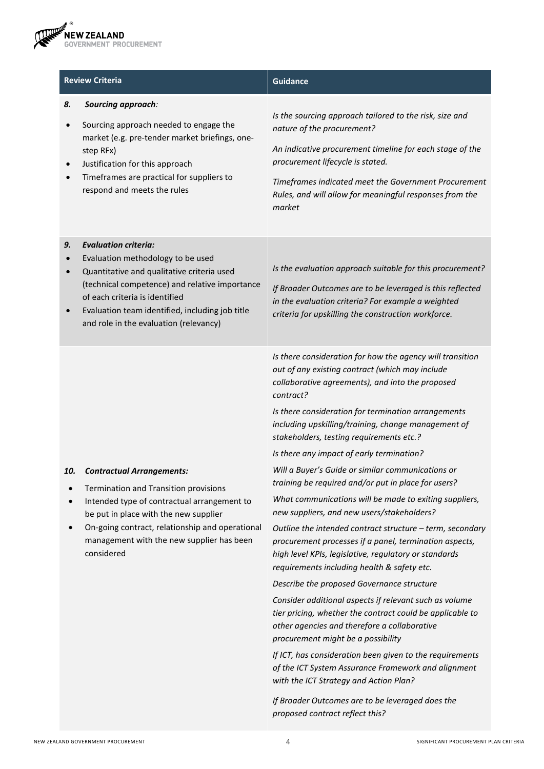| Review Criteria | Guidance |
|---|---|
| **8. *Sourcing approach*:**<br>• Sourcing approach needed to engage the market (e.g. pre-tender market briefings, one-step RFx)<br>• Justification for this approach<br>• Timeframes are practical for suppliers to respond and meets the rules | *Is the sourcing approach tailored to the risk, size and nature of the procurement?*<br><br>*An indicative procurement timeline for each stage of the procurement lifecycle is stated.*<br><br>*Timeframes indicated meet the Government Procurement Rules, and will allow for meaningful responses from the market* |
| **9. *Evaluation criteria:***<br>• Evaluation methodology to be used<br>• Quantitative and qualitative criteria used (technical competence) and relative importance of each criteria is identified<br>• Evaluation team identified, including job title and role in the evaluation (relevancy) | *Is the evaluation approach suitable for this procurement?*<br><br>*If Broader Outcomes are to be leveraged is this reflected in the evaluation criteria? For example a weighted criteria for upskilling the construction workforce.* |
| **10. *Contractual Arrangements:***<br>• Termination and Transition provisions<br>• Intended type of contractual arrangement to be put in place with the new supplier<br>• On-going contract, relationship and operational management with the new supplier has been considered | *Is there consideration for how the agency will transition out of any existing contract (which may include collaborative agreements), and into the proposed contract?*<br><br>*Is there consideration for termination arrangements including upskilling/training, change management of stakeholders, testing requirements etc.?*<br><br>*Is there any impact of early termination?*<br><br>*Will a Buyer's Guide or similar communications or training be required and/or put in place for users?*<br><br>*What communications will be made to exiting suppliers, new suppliers, and new users/stakeholders?*<br><br>*Outline the intended contract structure – term, secondary procurement processes if a panel, termination aspects, high level KPIs, legislative, regulatory or standards requirements including health & safety etc.*<br><br>*Describe the proposed Governance structure*<br><br>*Consider additional aspects if relevant such as volume tier pricing, whether the contract could be applicable to other agencies and therefore a collaborative procurement might be a possibility*<br><br>*If ICT, has consideration been given to the requirements of the ICT System Assurance Framework and alignment with the ICT Strategy and Action Plan?*<br><br>*If Broader Outcomes are to be leveraged does the proposed contract reflect this?* |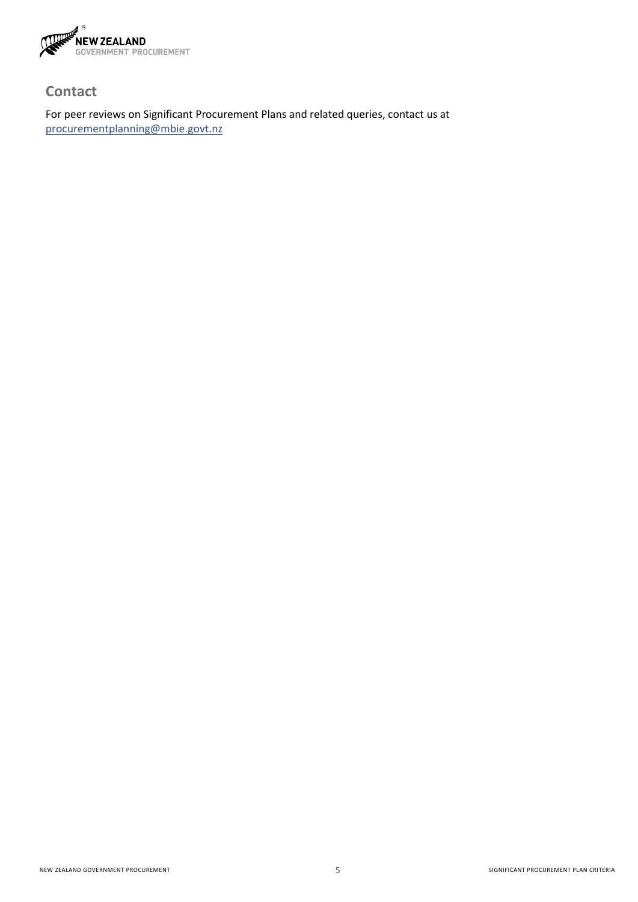## Contact

For peer reviews on Significant Procurement Plans and related queries, contact us at procurementplanning@mbie.govt.nz